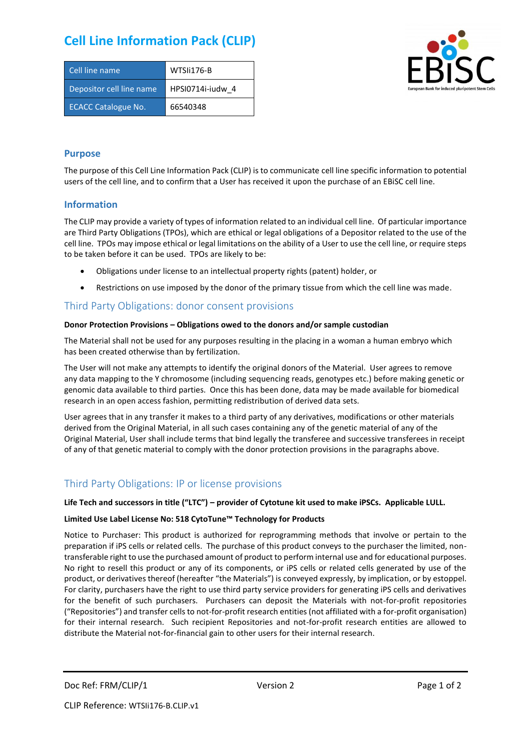# Cell Line Information Pack (CLIP)

| Cell line name | WTSIi176-B |
|---|---|
| Depositor cell line name | HPSI0714i-iudw_4 |
| ECACC Catalogue No. | 66540348 |

## Purpose

The purpose of this Cell Line Information Pack (CLIP) is to communicate cell line specific information to potential users of the cell line, and to confirm that a User has received it upon the purchase of an EBiSC cell line.

## Information

The CLIP may provide a variety of types of information related to an individual cell line. Of particular importance are Third Party Obligations (TPOs), which are ethical or legal obligations of a Depositor related to the use of the cell line. TPOs may impose ethical or legal limitations on the ability of a User to use the cell line, or require steps to be taken before it can be used. TPOs are likely to be:

- Obligations under license to an intellectual property rights (patent) holder, or
- Restrictions on use imposed by the donor of the primary tissue from which the cell line was made.

## Third Party Obligations: donor consent provisions

**Donor Protection Provisions – Obligations owed to the donors and/or sample custodian**

The Material shall not be used for any purposes resulting in the placing in a woman a human embryo which has been created otherwise than by fertilization.

The User will not make any attempts to identify the original donors of the Material. User agrees to remove any data mapping to the Y chromosome (including sequencing reads, genotypes etc.) before making genetic or genomic data available to third parties. Once this has been done, data may be made available for biomedical research in an open access fashion, permitting redistribution of derived data sets.

User agrees that in any transfer it makes to a third party of any derivatives, modifications or other materials derived from the Original Material, in all such cases containing any of the genetic material of any of the Original Material, User shall include terms that bind legally the transferee and successive transferees in receipt of any of that genetic material to comply with the donor protection provisions in the paragraphs above.

## Third Party Obligations: IP or license provisions

**Life Tech and successors in title ("LTC") – provider of Cytotune kit used to make iPSCs. Applicable LULL.**

**Limited Use Label License No: 518 CytoTune™ Technology for Products**

Notice to Purchaser: This product is authorized for reprogramming methods that involve or pertain to the preparation if iPS cells or related cells. The purchase of this product conveys to the purchaser the limited, non-transferable right to use the purchased amount of product to perform internal use and for educational purposes. No right to resell this product or any of its components, or iPS cells or related cells generated by use of the product, or derivatives thereof (hereafter "the Materials") is conveyed expressly, by implication, or by estoppel. For clarity, purchasers have the right to use third party service providers for generating iPS cells and derivatives for the benefit of such purchasers. Purchasers can deposit the Materials with not-for-profit repositories ("Repositories") and transfer cells to not-for-profit research entities (not affiliated with a for-profit organisation) for their internal research. Such recipient Repositories and not-for-profit research entities are allowed to distribute the Material not-for-financial gain to other users for their internal research.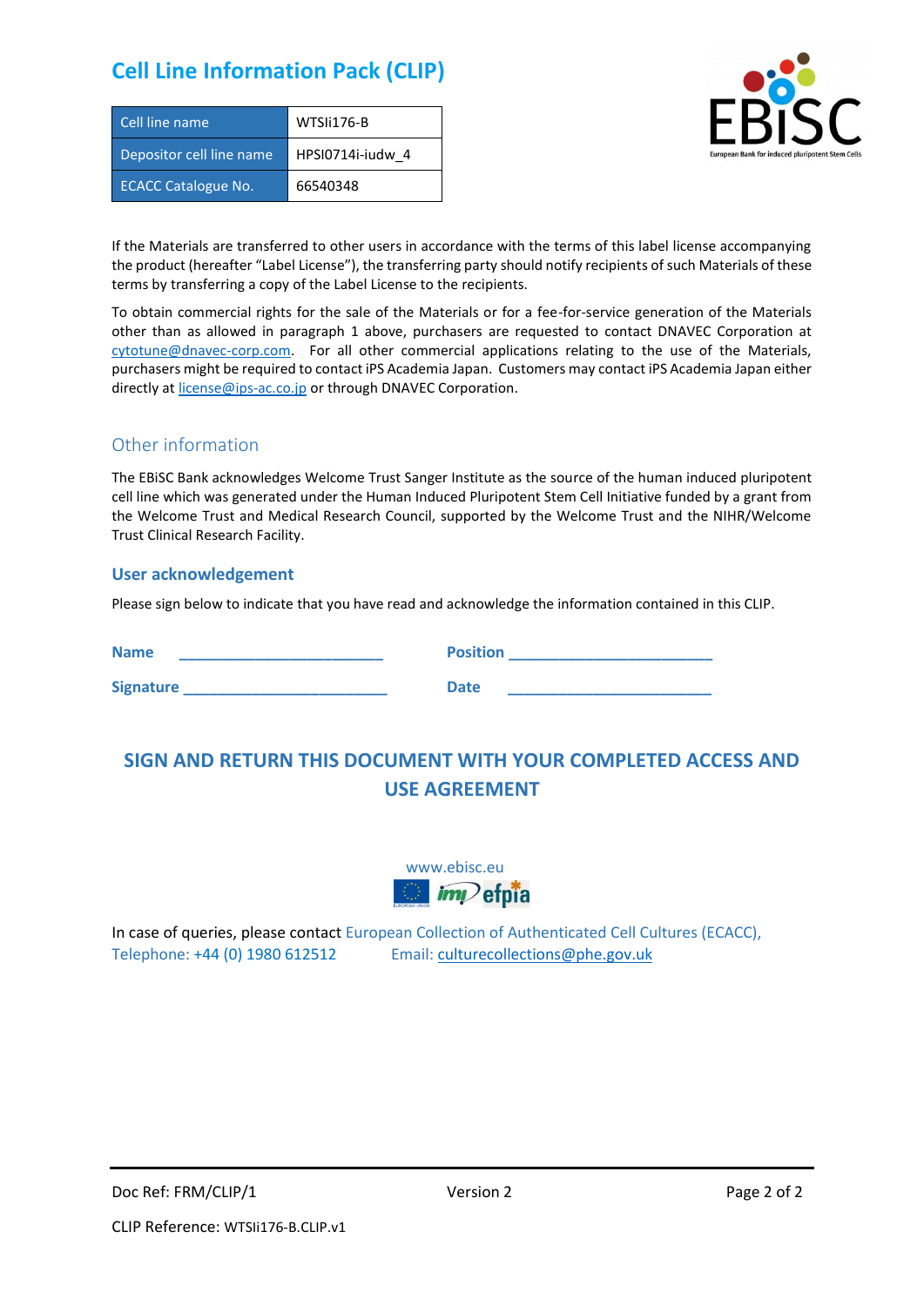# Cell Line Information Pack (CLIP)

| | |
|---|---|
| Cell line name | WTSIi176-B |
| Depositor cell line name | HPSI0714i-iudw_4 |
| ECACC Catalogue No. | 66540348 |

If the Materials are transferred to other users in accordance with the terms of this label license accompanying the product (hereafter "Label License"), the transferring party should notify recipients of such Materials of these terms by transferring a copy of the Label License to the recipients.

To obtain commercial rights for the sale of the Materials or for a fee-for-service generation of the Materials other than as allowed in paragraph 1 above, purchasers are requested to contact DNAVEC Corporation at cytotune@dnavec-corp.com. For all other commercial applications relating to the use of the Materials, purchasers might be required to contact iPS Academia Japan. Customers may contact iPS Academia Japan either directly at license@ips-ac.co.jp or through DNAVEC Corporation.

## Other information

The EBiSC Bank acknowledges Welcome Trust Sanger Institute as the source of the human induced pluripotent cell line which was generated under the Human Induced Pluripotent Stem Cell Initiative funded by a grant from the Welcome Trust and Medical Research Council, supported by the Welcome Trust and the NIHR/Welcome Trust Clinical Research Facility.

### User acknowledgement

Please sign below to indicate that you have read and acknowledge the information contained in this CLIP.

**Name** ________________________ **Position** ________________________

**Signature** ________________________ **Date** ________________________

## SIGN AND RETURN THIS DOCUMENT WITH YOUR COMPLETED ACCESS AND USE AGREEMENT

www.ebisc.eu

In case of queries, please contact European Collection of Authenticated Cell Cultures (ECACC), Telephone: +44 (0) 1980 612512 Email: culturecollections@phe.gov.uk

Doc Ref: FRM/CLIP/1 Version 2

CLIP Reference: WTSIi176-B.CLIP.v1